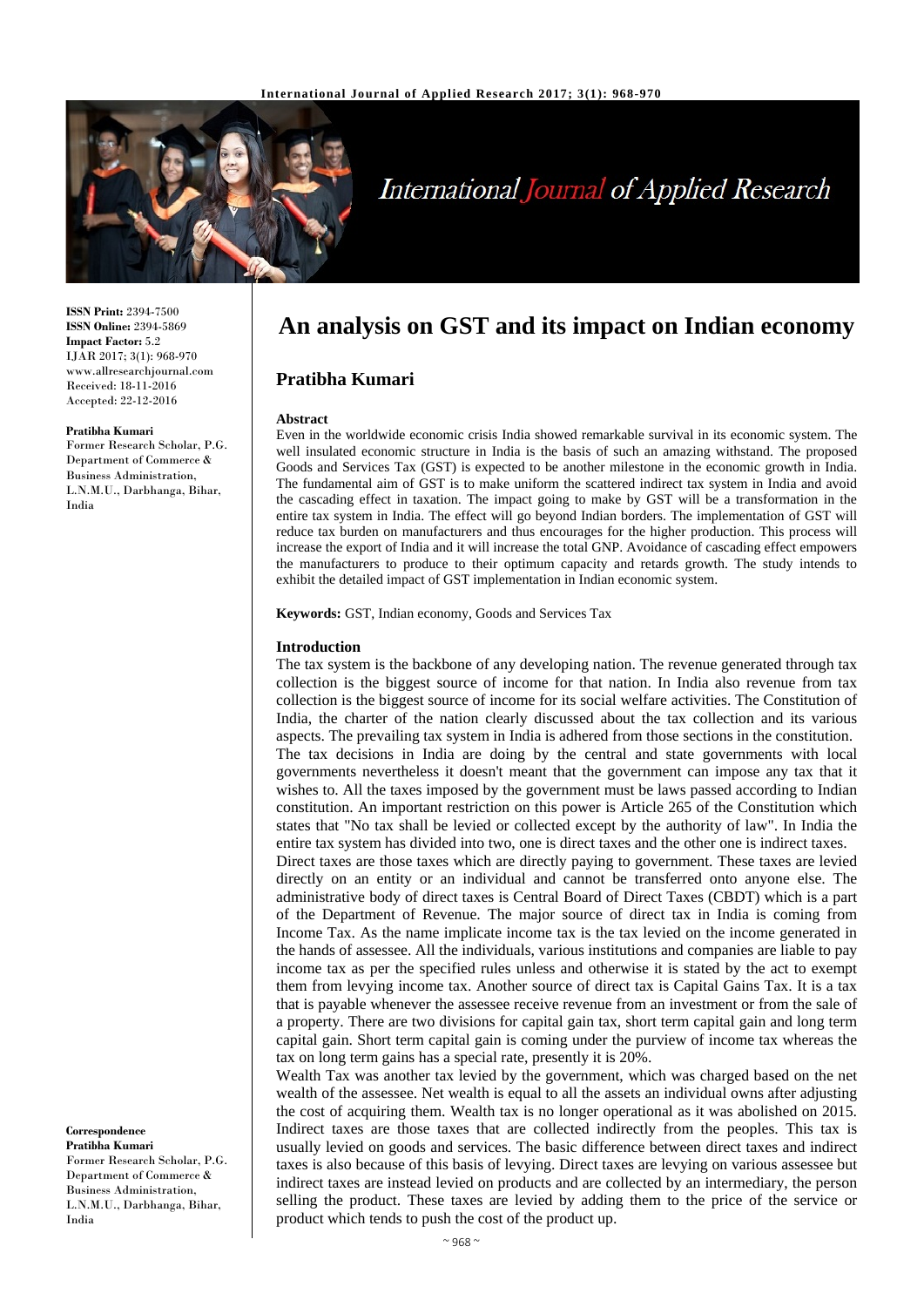**ISSN Print:** 2394-7500
**ISSN Online:** 2394-5869
**Impact Factor:** 5.2
IJAR 2017; 3(1): 968-970
www.allresearchjournal.com
Received: 18-11-2016
Accepted: 22-12-2016

**Pratibha Kumari**
Former Research Scholar, P.G. Department of Commerce & Business Administration, L.N.M.U., Darbhanga, Bihar, India

**Correspondence**
**Pratibha Kumari**
Former Research Scholar, P.G. Department of Commerce & Business Administration, L.N.M.U., Darbhanga, Bihar, India

# An analysis on GST and its impact on Indian economy

## Pratibha Kumari

### Abstract

Even in the worldwide economic crisis India showed remarkable survival in its economic system. The well insulated economic structure in India is the basis of such an amazing withstand. The proposed Goods and Services Tax (GST) is expected to be another milestone in the economic growth in India. The fundamental aim of GST is to make uniform the scattered indirect tax system in India and avoid the cascading effect in taxation. The impact going to make by GST will be a transformation in the entire tax system in India. The effect will go beyond Indian borders. The implementation of GST will reduce tax burden on manufacturers and thus encourages for the higher production. This process will increase the export of India and it will increase the total GNP. Avoidance of cascading effect empowers the manufacturers to produce to their optimum capacity and retards growth. The study intends to exhibit the detailed impact of GST implementation in Indian economic system.

**Keywords:** GST, Indian economy, Goods and Services Tax

### Introduction

The tax system is the backbone of any developing nation. The revenue generated through tax collection is the biggest source of income for that nation. In India also revenue from tax collection is the biggest source of income for its social welfare activities. The Constitution of India, the charter of the nation clearly discussed about the tax collection and its various aspects. The prevailing tax system in India is adhered from those sections in the constitution.

The tax decisions in India are doing by the central and state governments with local governments nevertheless it doesn't meant that the government can impose any tax that it wishes to. All the taxes imposed by the government must be laws passed according to Indian constitution. An important restriction on this power is Article 265 of the Constitution which states that "No tax shall be levied or collected except by the authority of law". In India the entire tax system has divided into two, one is direct taxes and the other one is indirect taxes.

Direct taxes are those taxes which are directly paying to government. These taxes are levied directly on an entity or an individual and cannot be transferred onto anyone else. The administrative body of direct taxes is Central Board of Direct Taxes (CBDT) which is a part of the Department of Revenue. The major source of direct tax in India is coming from Income Tax. As the name implicate income tax is the tax levied on the income generated in the hands of assessee. All the individuals, various institutions and companies are liable to pay income tax as per the specified rules unless and otherwise it is stated by the act to exempt them from levying income tax. Another source of direct tax is Capital Gains Tax. It is a tax that is payable whenever the assessee receive revenue from an investment or from the sale of a property. There are two divisions for capital gain tax, short term capital gain and long term capital gain. Short term capital gain is coming under the purview of income tax whereas the tax on long term gains has a special rate, presently it is 20%.

Wealth Tax was another tax levied by the government, which was charged based on the net wealth of the assessee. Net wealth is equal to all the assets an individual owns after adjusting the cost of acquiring them. Wealth tax is no longer operational as it was abolished on 2015.

Indirect taxes are those taxes that are collected indirectly from the peoples. This tax is usually levied on goods and services. The basic difference between direct taxes and indirect taxes is also because of this basis of levying. Direct taxes are levying on various assessee but indirect taxes are instead levied on products and are collected by an intermediary, the person selling the product. These taxes are levied by adding them to the price of the service or product which tends to push the cost of the product up.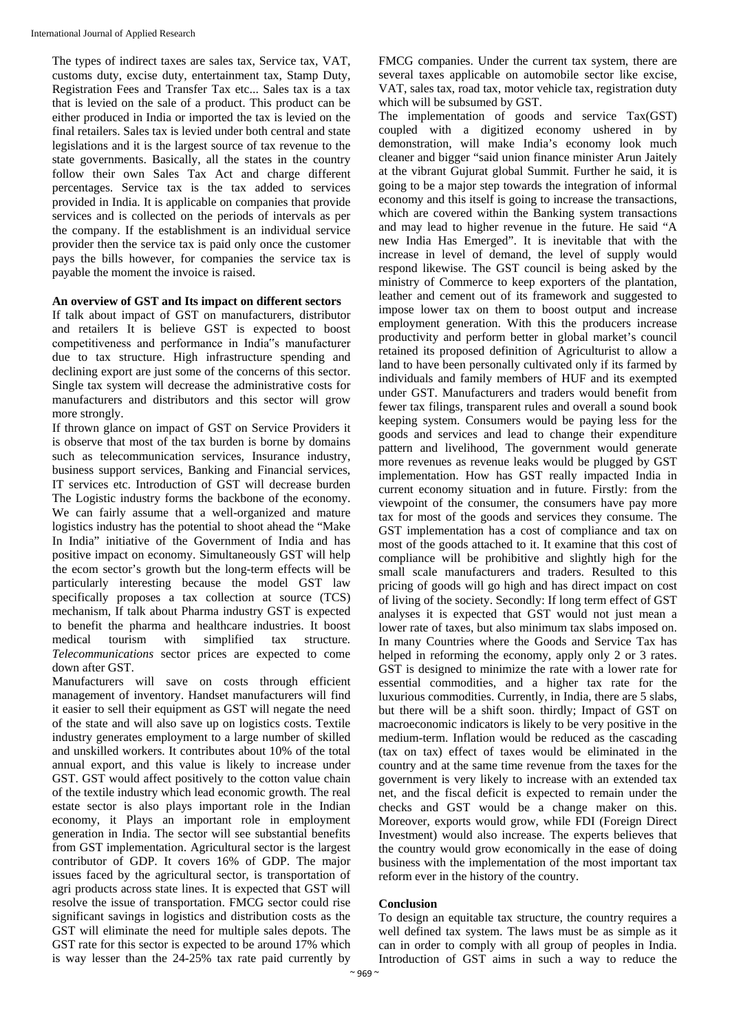The types of indirect taxes are sales tax, Service tax, VAT, customs duty, excise duty, entertainment tax, Stamp Duty, Registration Fees and Transfer Tax etc... Sales tax is a tax that is levied on the sale of a product. This product can be either produced in India or imported the tax is levied on the final retailers. Sales tax is levied under both central and state legislations and it is the largest source of tax revenue to the state governments. Basically, all the states in the country follow their own Sales Tax Act and charge different percentages. Service tax is the tax added to services provided in India. It is applicable on companies that provide services and is collected on the periods of intervals as per the company. If the establishment is an individual service provider then the service tax is paid only once the customer pays the bills however, for companies the service tax is payable the moment the invoice is raised.

**An overview of GST and Its impact on different sectors**

If talk about impact of GST on manufacturers, distributor and retailers It is believe GST is expected to boost competitiveness and performance in India"s manufacturer due to tax structure. High infrastructure spending and declining export are just some of the concerns of this sector. Single tax system will decrease the administrative costs for manufacturers and distributors and this sector will grow more strongly.

If thrown glance on impact of GST on Service Providers it is observe that most of the tax burden is borne by domains such as telecommunication services, Insurance industry, business support services, Banking and Financial services, IT services etc. Introduction of GST will decrease burden The Logistic industry forms the backbone of the economy. We can fairly assume that a well-organized and mature logistics industry has the potential to shoot ahead the "Make In India" initiative of the Government of India and has positive impact on economy. Simultaneously GST will help the ecom sector's growth but the long-term effects will be particularly interesting because the model GST law specifically proposes a tax collection at source (TCS) mechanism, If talk about Pharma industry GST is expected to benefit the pharma and healthcare industries. It boost medical tourism with simplified tax structure. *Telecommunications* sector prices are expected to come down after GST.

Manufacturers will save on costs through efficient management of inventory. Handset manufacturers will find it easier to sell their equipment as GST will negate the need of the state and will also save up on logistics costs. Textile industry generates employment to a large number of skilled and unskilled workers. It contributes about 10% of the total annual export, and this value is likely to increase under GST. GST would affect positively to the cotton value chain of the textile industry which lead economic growth. The real estate sector is also plays important role in the Indian economy, it Plays an important role in employment generation in India. The sector will see substantial benefits from GST implementation. Agricultural sector is the largest contributor of GDP. It covers 16% of GDP. The major issues faced by the agricultural sector, is transportation of agri products across state lines. It is expected that GST will resolve the issue of transportation. FMCG sector could rise significant savings in logistics and distribution costs as the GST will eliminate the need for multiple sales depots. The GST rate for this sector is expected to be around 17% which is way lesser than the 24-25% tax rate paid currently by FMCG companies. Under the current tax system, there are several taxes applicable on automobile sector like excise, VAT, sales tax, road tax, motor vehicle tax, registration duty which will be subsumed by GST.

The implementation of goods and service Tax(GST) coupled with a digitized economy ushered in by demonstration, will make India's economy look much cleaner and bigger "said union finance minister Arun Jaitely at the vibrant Gujurat global Summit. Further he said, it is going to be a major step towards the integration of informal economy and this itself is going to increase the transactions, which are covered within the Banking system transactions and may lead to higher revenue in the future. He said "A new India Has Emerged". It is inevitable that with the increase in level of demand, the level of supply would respond likewise. The GST council is being asked by the ministry of Commerce to keep exporters of the plantation, leather and cement out of its framework and suggested to impose lower tax on them to boost output and increase employment generation. With this the producers increase productivity and perform better in global market's council retained its proposed definition of Agriculturist to allow a land to have been personally cultivated only if its farmed by individuals and family members of HUF and its exempted under GST. Manufacturers and traders would benefit from fewer tax filings, transparent rules and overall a sound book keeping system. Consumers would be paying less for the goods and services and lead to change their expenditure pattern and livelihood, The government would generate more revenues as revenue leaks would be plugged by GST implementation. How has GST really impacted India in current economy situation and in future. Firstly: from the viewpoint of the consumer, the consumers have pay more tax for most of the goods and services they consume. The GST implementation has a cost of compliance and tax on most of the goods attached to it. It examine that this cost of compliance will be prohibitive and slightly high for the small scale manufacturers and traders. Resulted to this pricing of goods will go high and has direct impact on cost of living of the society. Secondly: If long term effect of GST analyses it is expected that GST would not just mean a lower rate of taxes, but also minimum tax slabs imposed on. In many Countries where the Goods and Service Tax has helped in reforming the economy, apply only 2 or 3 rates. GST is designed to minimize the rate with a lower rate for essential commodities, and a higher tax rate for the luxurious commodities. Currently, in India, there are 5 slabs, but there will be a shift soon. thirdly; Impact of GST on macroeconomic indicators is likely to be very positive in the medium-term. Inflation would be reduced as the cascading (tax on tax) effect of taxes would be eliminated in the country and at the same time revenue from the taxes for the government is very likely to increase with an extended tax net, and the fiscal deficit is expected to remain under the checks and GST would be a change maker on this. Moreover, exports would grow, while FDI (Foreign Direct Investment) would also increase. The experts believes that the country would grow economically in the ease of doing business with the implementation of the most important tax reform ever in the history of the country.

**Conclusion**

To design an equitable tax structure, the country requires a well defined tax system. The laws must be as simple as it can in order to comply with all group of peoples in India. Introduction of GST aims in such a way to reduce the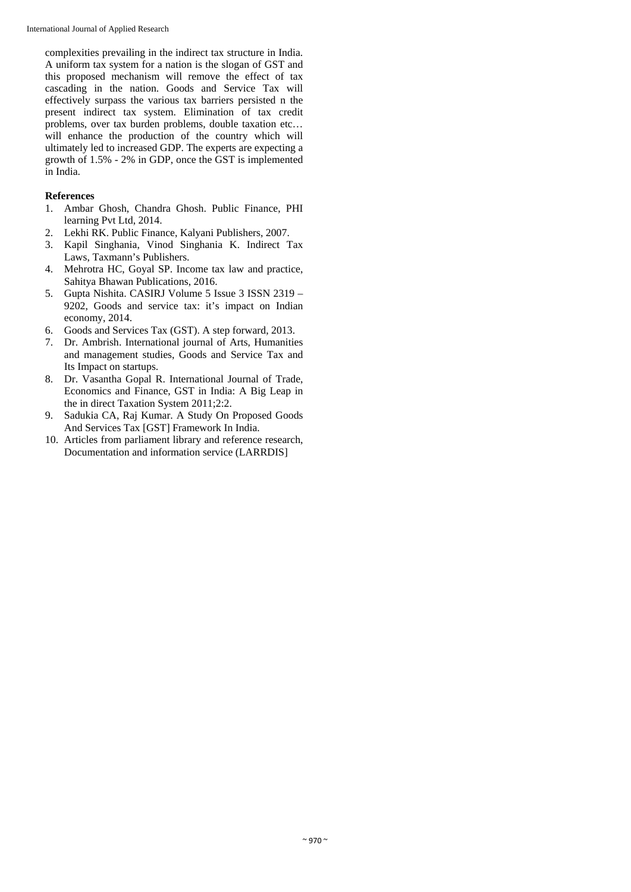complexities prevailing in the indirect tax structure in India. A uniform tax system for a nation is the slogan of GST and this proposed mechanism will remove the effect of tax cascading in the nation. Goods and Service Tax will effectively surpass the various tax barriers persisted n the present indirect tax system. Elimination of tax credit problems, over tax burden problems, double taxation etc… will enhance the production of the country which will ultimately led to increased GDP. The experts are expecting a growth of 1.5% - 2% in GDP, once the GST is implemented in India.

**References**

1. Ambar Ghosh, Chandra Ghosh. Public Finance, PHI learning Pvt Ltd, 2014.
2. Lekhi RK. Public Finance, Kalyani Publishers, 2007.
3. Kapil Singhania, Vinod Singhania K. Indirect Tax Laws, Taxmann's Publishers.
4. Mehrotra HC, Goyal SP. Income tax law and practice, Sahitya Bhawan Publications, 2016.
5. Gupta Nishita. CASIRJ Volume 5 Issue 3 ISSN 2319 – 9202, Goods and service tax: it's impact on Indian economy, 2014.
6. Goods and Services Tax (GST). A step forward, 2013.
7. Dr. Ambrish. International journal of Arts, Humanities and management studies, Goods and Service Tax and Its Impact on startups.
8. Dr. Vasantha Gopal R. International Journal of Trade, Economics and Finance, GST in India: A Big Leap in the in direct Taxation System 2011;2:2.
9. Sadukia CA, Raj Kumar. A Study On Proposed Goods And Services Tax [GST] Framework In India.
10. Articles from parliament library and reference research, Documentation and information service (LARRDIS]